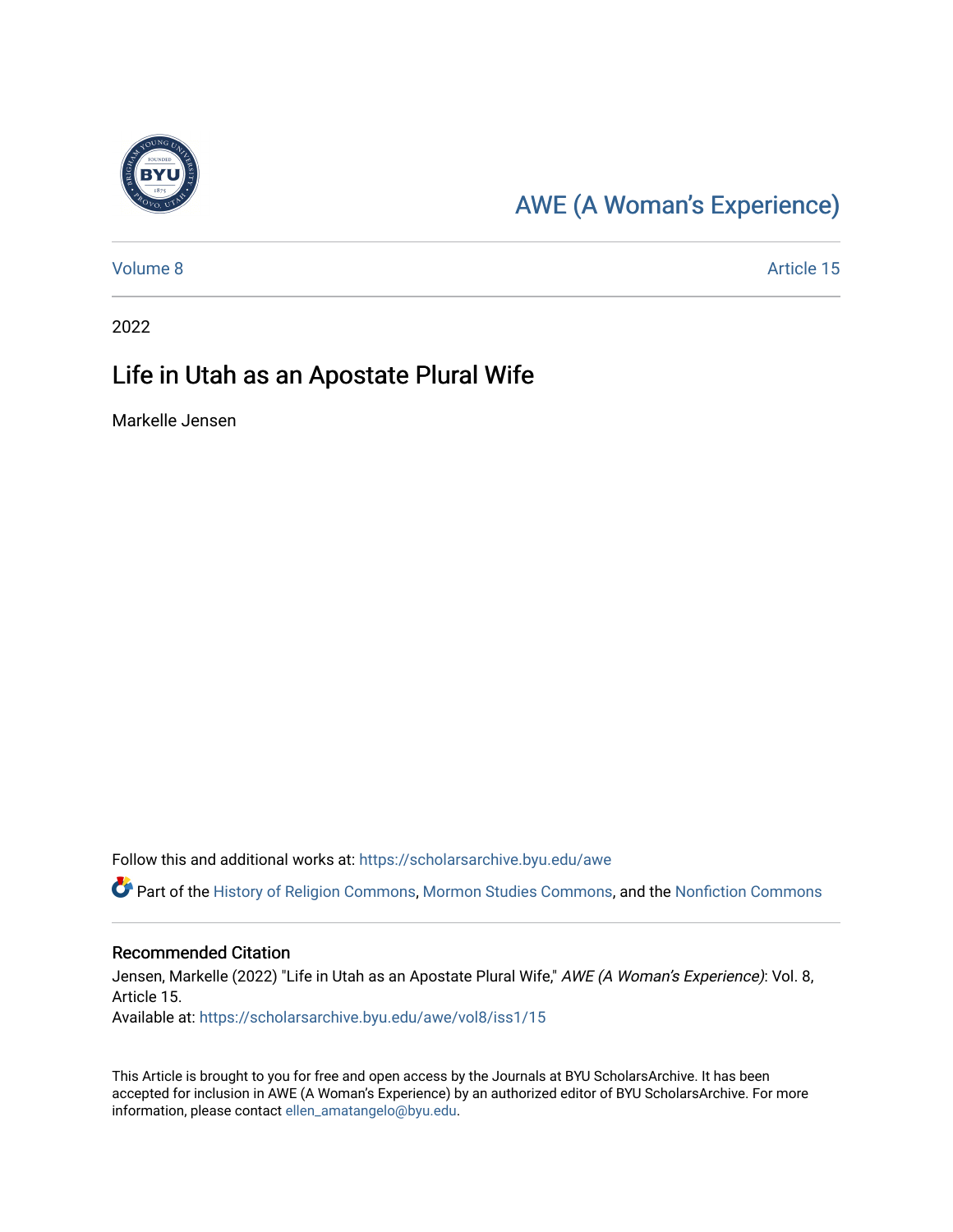# AWE (A Woman's Experience)

Volume 8 Article 15

2022

## Life in Utah as an Apostate Plural Wife

Markelle Jensen

Follow this and additional works at: https://scholarsarchive.byu.edu/awe

Part of the History of Religion Commons, Mormon Studies Commons, and the Nonfiction Commons

### Recommended Citation

Jensen, Markelle (2022) "Life in Utah as an Apostate Plural Wife," *AWE (A Woman's Experience)*: Vol. 8, Article 15.

Available at: https://scholarsarchive.byu.edu/awe/vol8/iss1/15

This Article is brought to you for free and open access by the Journals at BYU ScholarsArchive. It has been accepted for inclusion in AWE (A Woman's Experience) by an authorized editor of BYU ScholarsArchive. For more information, please contact ellen_amatangelo@byu.edu.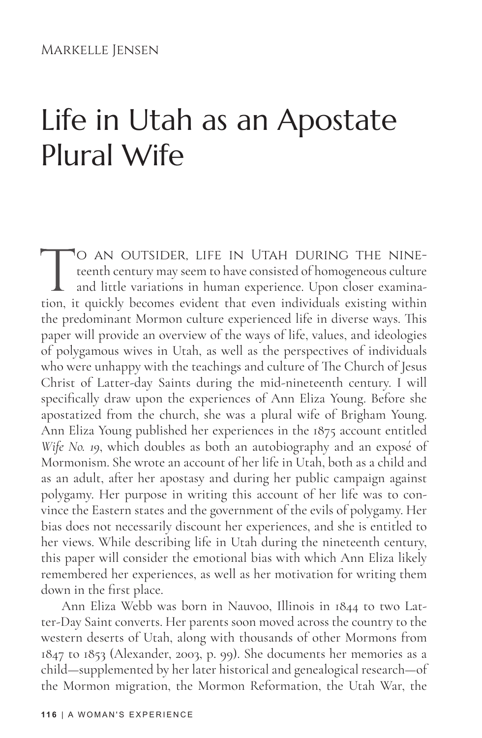Markelle Jensen

# Life in Utah as an Apostate Plural Wife

To an outsider, life in Utah during the nineteenth century may seem to have consisted of homogeneous culture and little variations in human experience. Upon closer examination, it quickly becomes evident that even individuals existing within the predominant Mormon culture experienced life in diverse ways. This paper will provide an overview of the ways of life, values, and ideologies of polygamous wives in Utah, as well as the perspectives of individuals who were unhappy with the teachings and culture of The Church of Jesus Christ of Latter-day Saints during the mid-nineteenth century. I will specifically draw upon the experiences of Ann Eliza Young. Before she apostatized from the church, she was a plural wife of Brigham Young. Ann Eliza Young published her experiences in the 1875 account entitled *Wife No. 19*, which doubles as both an autobiography and an exposé of Mormonism. She wrote an account of her life in Utah, both as a child and as an adult, after her apostasy and during her public campaign against polygamy. Her purpose in writing this account of her life was to convince the Eastern states and the government of the evils of polygamy. Her bias does not necessarily discount her experiences, and she is entitled to her views. While describing life in Utah during the nineteenth century, this paper will consider the emotional bias with which Ann Eliza likely remembered her experiences, as well as her motivation for writing them down in the first place.

Ann Eliza Webb was born in Nauvoo, Illinois in 1844 to two Latter-Day Saint converts. Her parents soon moved across the country to the western deserts of Utah, along with thousands of other Mormons from 1847 to 1853 (Alexander, 2003, p. 99). She documents her memories as a child—supplemented by her later historical and genealogical research—of the Mormon migration, the Mormon Reformation, the Utah War, the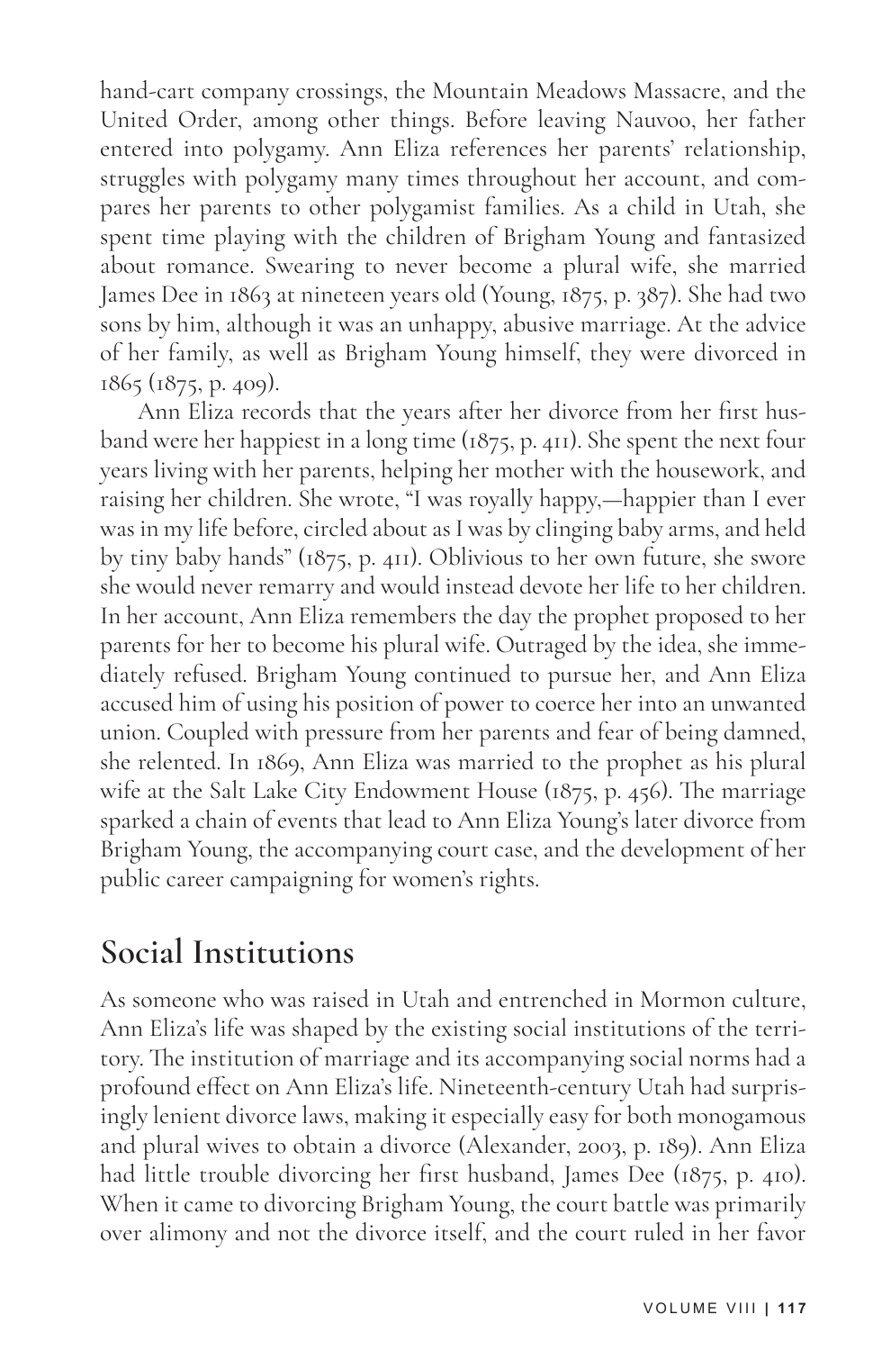hand-cart company crossings, the Mountain Meadows Massacre, and the United Order, among other things. Before leaving Nauvoo, her father entered into polygamy. Ann Eliza references her parents' relationship, struggles with polygamy many times throughout her account, and compares her parents to other polygamist families. As a child in Utah, she spent time playing with the children of Brigham Young and fantasized about romance. Swearing to never become a plural wife, she married James Dee in 1863 at nineteen years old (Young, 1875, p. 387). She had two sons by him, although it was an unhappy, abusive marriage. At the advice of her family, as well as Brigham Young himself, they were divorced in 1865 (1875, p. 409).

Ann Eliza records that the years after her divorce from her first husband were her happiest in a long time (1875, p. 411). She spent the next four years living with her parents, helping her mother with the housework, and raising her children. She wrote, "I was royally happy,—happier than I ever was in my life before, circled about as I was by clinging baby arms, and held by tiny baby hands" (1875, p. 411). Oblivious to her own future, she swore she would never remarry and would instead devote her life to her children. In her account, Ann Eliza remembers the day the prophet proposed to her parents for her to become his plural wife. Outraged by the idea, she immediately refused. Brigham Young continued to pursue her, and Ann Eliza accused him of using his position of power to coerce her into an unwanted union. Coupled with pressure from her parents and fear of being damned, she relented. In 1869, Ann Eliza was married to the prophet as his plural wife at the Salt Lake City Endowment House (1875, p. 456). The marriage sparked a chain of events that lead to Ann Eliza Young's later divorce from Brigham Young, the accompanying court case, and the development of her public career campaigning for women's rights.

## Social Institutions

As someone who was raised in Utah and entrenched in Mormon culture, Ann Eliza's life was shaped by the existing social institutions of the territory. The institution of marriage and its accompanying social norms had a profound effect on Ann Eliza's life. Nineteenth-century Utah had surprisingly lenient divorce laws, making it especially easy for both monogamous and plural wives to obtain a divorce (Alexander, 2003, p. 189). Ann Eliza had little trouble divorcing her first husband, James Dee (1875, p. 410). When it came to divorcing Brigham Young, the court battle was primarily over alimony and not the divorce itself, and the court ruled in her favor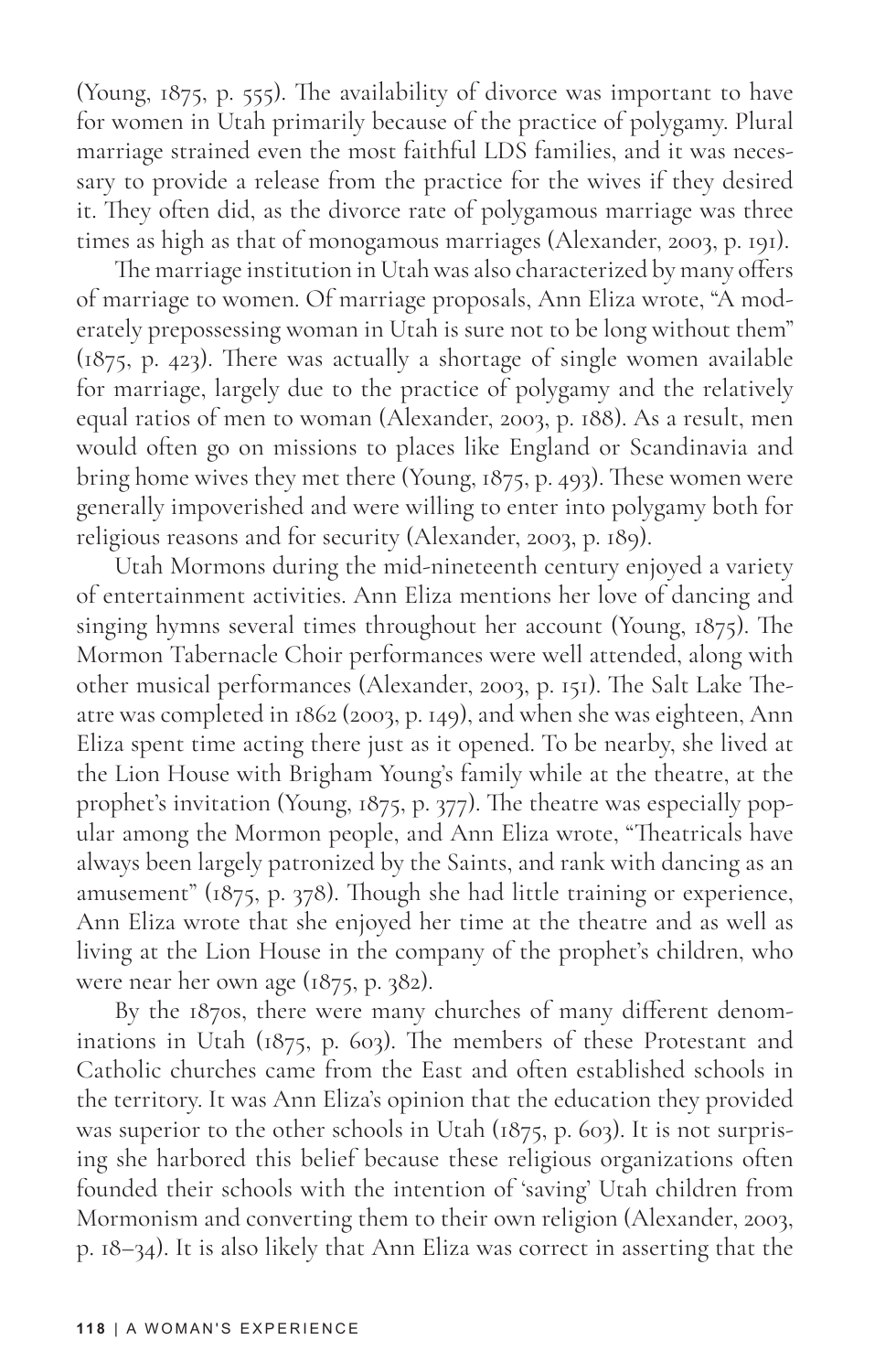(Young, 1875, p. 555). The availability of divorce was important to have for women in Utah primarily because of the practice of polygamy. Plural marriage strained even the most faithful LDS families, and it was necessary to provide a release from the practice for the wives if they desired it. They often did, as the divorce rate of polygamous marriage was three times as high as that of monogamous marriages (Alexander, 2003, p. 191).

The marriage institution in Utah was also characterized by many offers of marriage to women. Of marriage proposals, Ann Eliza wrote, "A moderately prepossessing woman in Utah is sure not to be long without them" (1875, p. 423). There was actually a shortage of single women available for marriage, largely due to the practice of polygamy and the relatively equal ratios of men to woman (Alexander, 2003, p. 188). As a result, men would often go on missions to places like England or Scandinavia and bring home wives they met there (Young, 1875, p. 493). These women were generally impoverished and were willing to enter into polygamy both for religious reasons and for security (Alexander, 2003, p. 189).

Utah Mormons during the mid-nineteenth century enjoyed a variety of entertainment activities. Ann Eliza mentions her love of dancing and singing hymns several times throughout her account (Young, 1875). The Mormon Tabernacle Choir performances were well attended, along with other musical performances (Alexander, 2003, p. 151). The Salt Lake Theatre was completed in 1862 (2003, p. 149), and when she was eighteen, Ann Eliza spent time acting there just as it opened. To be nearby, she lived at the Lion House with Brigham Young's family while at the theatre, at the prophet's invitation (Young, 1875, p. 377). The theatre was especially popular among the Mormon people, and Ann Eliza wrote, "Theatricals have always been largely patronized by the Saints, and rank with dancing as an amusement" (1875, p. 378). Though she had little training or experience, Ann Eliza wrote that she enjoyed her time at the theatre and as well as living at the Lion House in the company of the prophet's children, who were near her own age (1875, p. 382).

By the 1870s, there were many churches of many different denominations in Utah (1875, p. 603). The members of these Protestant and Catholic churches came from the East and often established schools in the territory. It was Ann Eliza's opinion that the education they provided was superior to the other schools in Utah (1875, p. 603). It is not surprising she harbored this belief because these religious organizations often founded their schools with the intention of 'saving' Utah children from Mormonism and converting them to their own religion (Alexander, 2003, p. 18–34). It is also likely that Ann Eliza was correct in asserting that the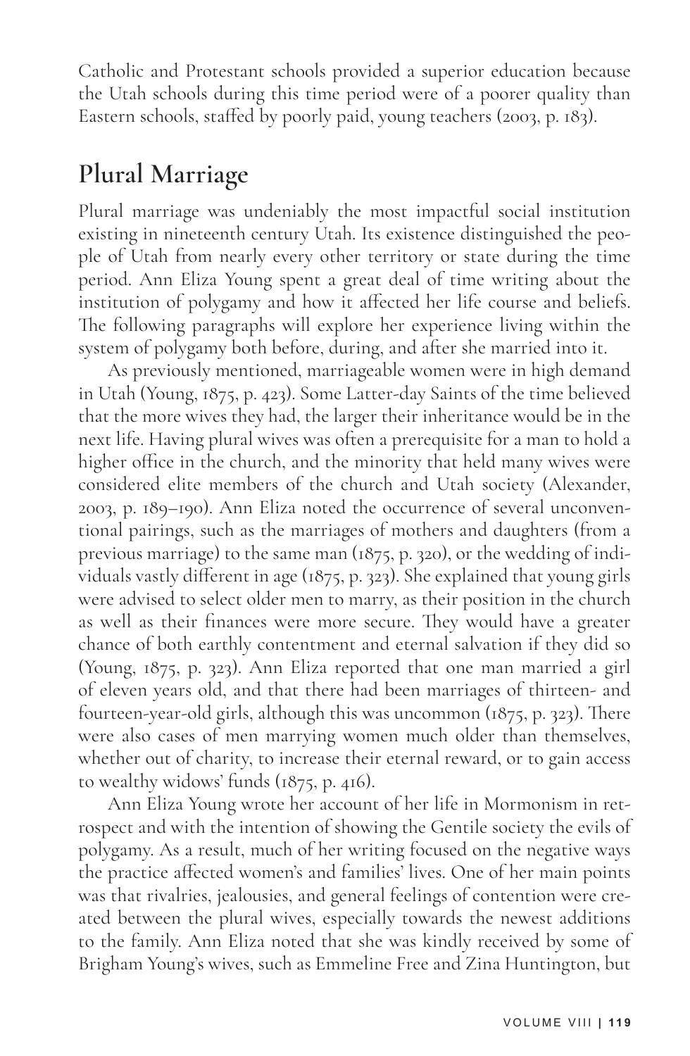Catholic and Protestant schools provided a superior education because the Utah schools during this time period were of a poorer quality than Eastern schools, staffed by poorly paid, young teachers (2003, p. 183).

## Plural Marriage

Plural marriage was undeniably the most impactful social institution existing in nineteenth century Utah. Its existence distinguished the people of Utah from nearly every other territory or state during the time period. Ann Eliza Young spent a great deal of time writing about the institution of polygamy and how it affected her life course and beliefs. The following paragraphs will explore her experience living within the system of polygamy both before, during, and after she married into it.

As previously mentioned, marriageable women were in high demand in Utah (Young, 1875, p. 423). Some Latter-day Saints of the time believed that the more wives they had, the larger their inheritance would be in the next life. Having plural wives was often a prerequisite for a man to hold a higher office in the church, and the minority that held many wives were considered elite members of the church and Utah society (Alexander, 2003, p. 189–190). Ann Eliza noted the occurrence of several unconventional pairings, such as the marriages of mothers and daughters (from a previous marriage) to the same man (1875, p. 320), or the wedding of individuals vastly different in age (1875, p. 323). She explained that young girls were advised to select older men to marry, as their position in the church as well as their finances were more secure. They would have a greater chance of both earthly contentment and eternal salvation if they did so (Young, 1875, p. 323). Ann Eliza reported that one man married a girl of eleven years old, and that there had been marriages of thirteen- and fourteen-year-old girls, although this was uncommon (1875, p. 323). There were also cases of men marrying women much older than themselves, whether out of charity, to increase their eternal reward, or to gain access to wealthy widows' funds (1875, p. 416).

Ann Eliza Young wrote her account of her life in Mormonism in retrospect and with the intention of showing the Gentile society the evils of polygamy. As a result, much of her writing focused on the negative ways the practice affected women's and families' lives. One of her main points was that rivalries, jealousies, and general feelings of contention were created between the plural wives, especially towards the newest additions to the family. Ann Eliza noted that she was kindly received by some of Brigham Young's wives, such as Emmeline Free and Zina Huntington, but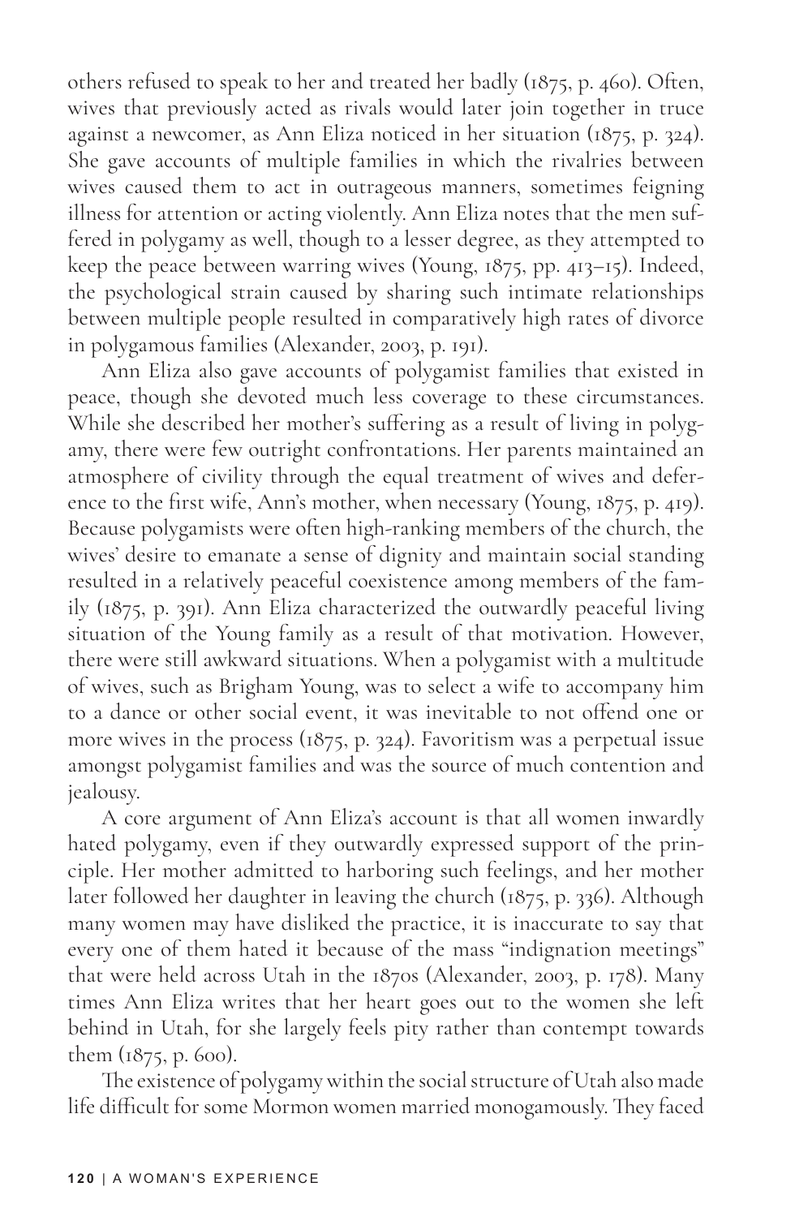others refused to speak to her and treated her badly (1875, p. 460). Often, wives that previously acted as rivals would later join together in truce against a newcomer, as Ann Eliza noticed in her situation (1875, p. 324). She gave accounts of multiple families in which the rivalries between wives caused them to act in outrageous manners, sometimes feigning illness for attention or acting violently. Ann Eliza notes that the men suffered in polygamy as well, though to a lesser degree, as they attempted to keep the peace between warring wives (Young, 1875, pp. 413–15). Indeed, the psychological strain caused by sharing such intimate relationships between multiple people resulted in comparatively high rates of divorce in polygamous families (Alexander, 2003, p. 191).

Ann Eliza also gave accounts of polygamist families that existed in peace, though she devoted much less coverage to these circumstances. While she described her mother's suffering as a result of living in polygamy, there were few outright confrontations. Her parents maintained an atmosphere of civility through the equal treatment of wives and deference to the first wife, Ann's mother, when necessary (Young, 1875, p. 419). Because polygamists were often high-ranking members of the church, the wives' desire to emanate a sense of dignity and maintain social standing resulted in a relatively peaceful coexistence among members of the family (1875, p. 391). Ann Eliza characterized the outwardly peaceful living situation of the Young family as a result of that motivation. However, there were still awkward situations. When a polygamist with a multitude of wives, such as Brigham Young, was to select a wife to accompany him to a dance or other social event, it was inevitable to not offend one or more wives in the process (1875, p. 324). Favoritism was a perpetual issue amongst polygamist families and was the source of much contention and jealousy.

A core argument of Ann Eliza's account is that all women inwardly hated polygamy, even if they outwardly expressed support of the principle. Her mother admitted to harboring such feelings, and her mother later followed her daughter in leaving the church (1875, p. 336). Although many women may have disliked the practice, it is inaccurate to say that every one of them hated it because of the mass "indignation meetings" that were held across Utah in the 1870s (Alexander, 2003, p. 178). Many times Ann Eliza writes that her heart goes out to the women she left behind in Utah, for she largely feels pity rather than contempt towards them (1875, p. 600).

The existence of polygamy within the social structure of Utah also made life difficult for some Mormon women married monogamously. They faced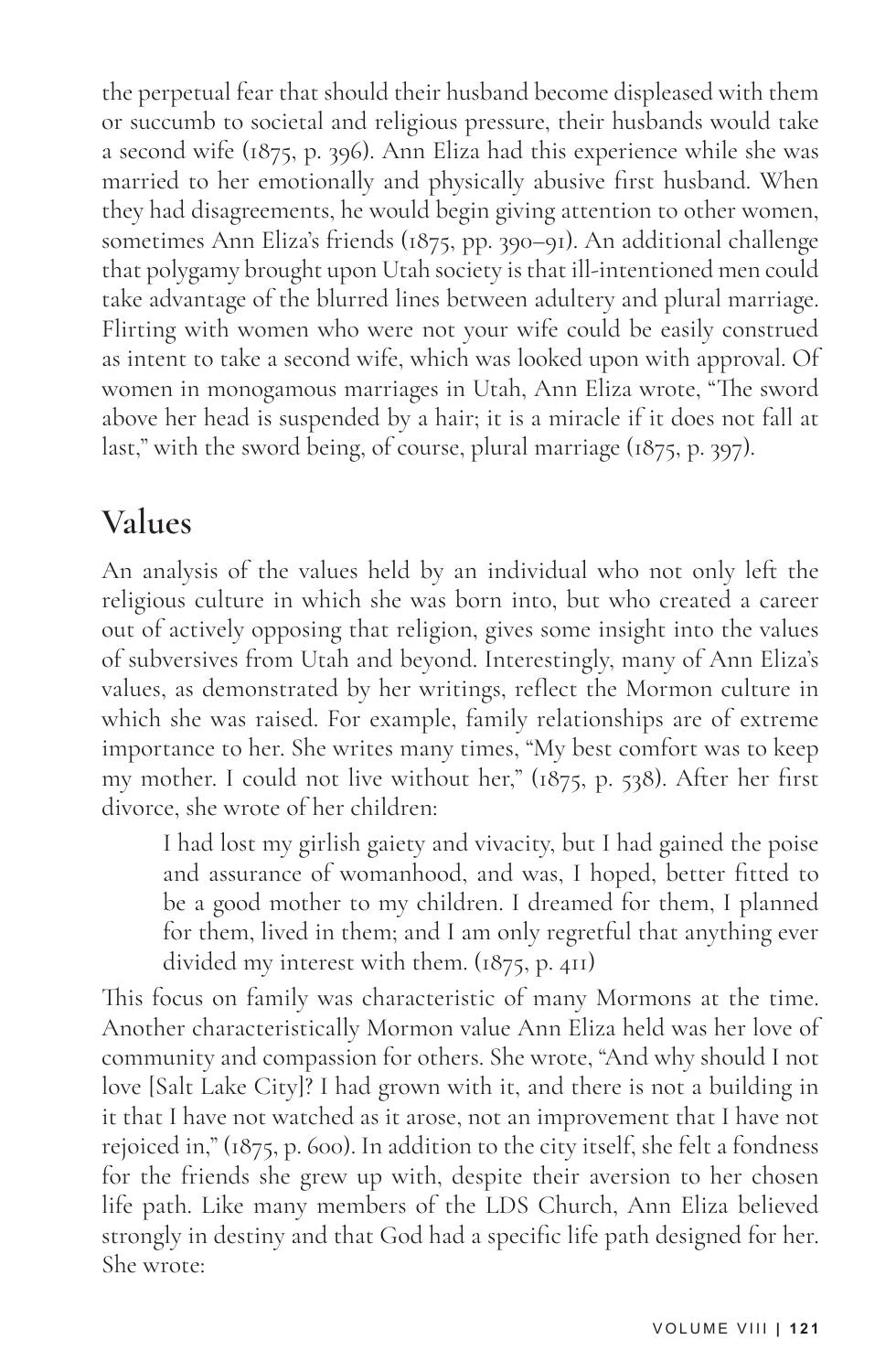the perpetual fear that should their husband become displeased with them or succumb to societal and religious pressure, their husbands would take a second wife (1875, p. 396). Ann Eliza had this experience while she was married to her emotionally and physically abusive first husband. When they had disagreements, he would begin giving attention to other women, sometimes Ann Eliza's friends (1875, pp. 390–91). An additional challenge that polygamy brought upon Utah society is that ill-intentioned men could take advantage of the blurred lines between adultery and plural marriage. Flirting with women who were not your wife could be easily construed as intent to take a second wife, which was looked upon with approval. Of women in monogamous marriages in Utah, Ann Eliza wrote, "The sword above her head is suspended by a hair; it is a miracle if it does not fall at last," with the sword being, of course, plural marriage (1875, p. 397).

## Values

An analysis of the values held by an individual who not only left the religious culture in which she was born into, but who created a career out of actively opposing that religion, gives some insight into the values of subversives from Utah and beyond. Interestingly, many of Ann Eliza's values, as demonstrated by her writings, reflect the Mormon culture in which she was raised. For example, family relationships are of extreme importance to her. She writes many times, "My best comfort was to keep my mother. I could not live without her," (1875, p. 538). After her first divorce, she wrote of her children:

> I had lost my girlish gaiety and vivacity, but I had gained the poise and assurance of womanhood, and was, I hoped, better fitted to be a good mother to my children. I dreamed for them, I planned for them, lived in them; and I am only regretful that anything ever divided my interest with them. (1875, p. 411)

This focus on family was characteristic of many Mormons at the time. Another characteristically Mormon value Ann Eliza held was her love of community and compassion for others. She wrote, "And why should I not love [Salt Lake City]? I had grown with it, and there is not a building in it that I have not watched as it arose, not an improvement that I have not rejoiced in," (1875, p. 600). In addition to the city itself, she felt a fondness for the friends she grew up with, despite their aversion to her chosen life path. Like many members of the LDS Church, Ann Eliza believed strongly in destiny and that God had a specific life path designed for her. She wrote: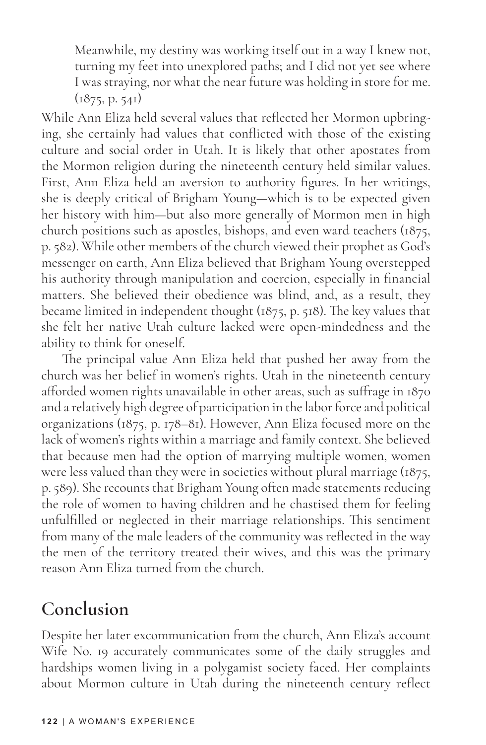> Meanwhile, my destiny was working itself out in a way I knew not, turning my feet into unexplored paths; and I did not yet see where I was straying, nor what the near future was holding in store for me. (1875, p. 541)

While Ann Eliza held several values that reflected her Mormon upbringing, she certainly had values that conflicted with those of the existing culture and social order in Utah. It is likely that other apostates from the Mormon religion during the nineteenth century held similar values. First, Ann Eliza held an aversion to authority figures. In her writings, she is deeply critical of Brigham Young—which is to be expected given her history with him—but also more generally of Mormon men in high church positions such as apostles, bishops, and even ward teachers (1875, p. 582). While other members of the church viewed their prophet as God's messenger on earth, Ann Eliza believed that Brigham Young overstepped his authority through manipulation and coercion, especially in financial matters. She believed their obedience was blind, and, as a result, they became limited in independent thought (1875, p. 518). The key values that she felt her native Utah culture lacked were open-mindedness and the ability to think for oneself.

The principal value Ann Eliza held that pushed her away from the church was her belief in women's rights. Utah in the nineteenth century afforded women rights unavailable in other areas, such as suffrage in 1870 and a relatively high degree of participation in the labor force and political organizations (1875, p. 178–81). However, Ann Eliza focused more on the lack of women's rights within a marriage and family context. She believed that because men had the option of marrying multiple women, women were less valued than they were in societies without plural marriage (1875, p. 589). She recounts that Brigham Young often made statements reducing the role of women to having children and he chastised them for feeling unfulfilled or neglected in their marriage relationships. This sentiment from many of the male leaders of the community was reflected in the way the men of the territory treated their wives, and this was the primary reason Ann Eliza turned from the church.

## Conclusion

Despite her later excommunication from the church, Ann Eliza's account Wife No. 19 accurately communicates some of the daily struggles and hardships women living in a polygamist society faced. Her complaints about Mormon culture in Utah during the nineteenth century reflect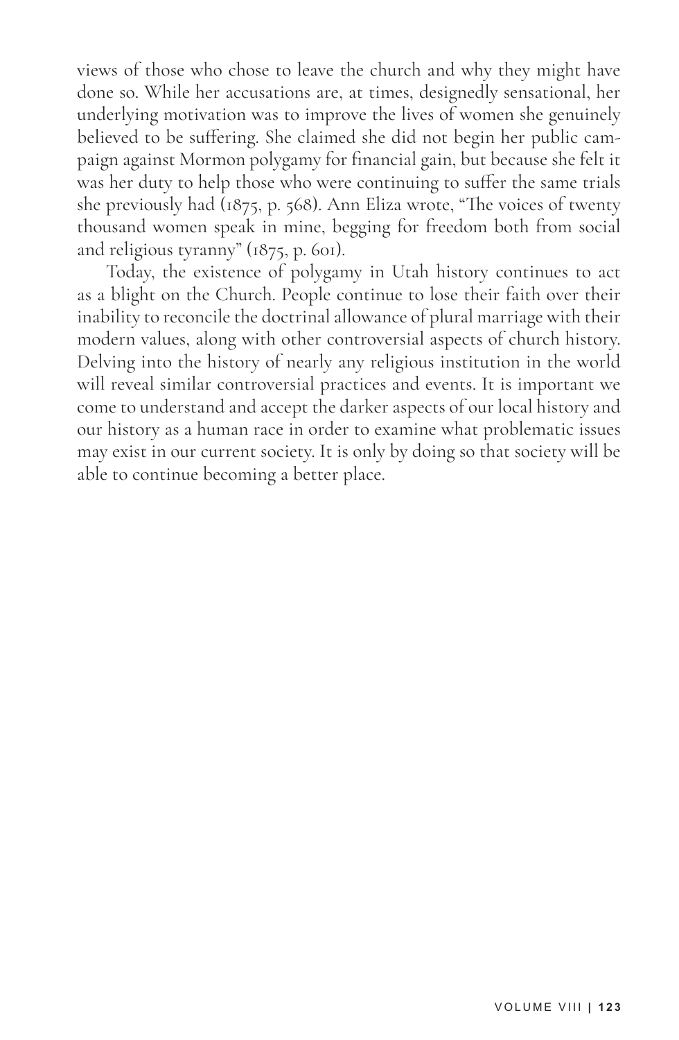views of those who chose to leave the church and why they might have done so. While her accusations are, at times, designedly sensational, her underlying motivation was to improve the lives of women she genuinely believed to be suffering. She claimed she did not begin her public campaign against Mormon polygamy for financial gain, but because she felt it was her duty to help those who were continuing to suffer the same trials she previously had (1875, p. 568). Ann Eliza wrote, "The voices of twenty thousand women speak in mine, begging for freedom both from social and religious tyranny" (1875, p. 601).

Today, the existence of polygamy in Utah history continues to act as a blight on the Church. People continue to lose their faith over their inability to reconcile the doctrinal allowance of plural marriage with their modern values, along with other controversial aspects of church history. Delving into the history of nearly any religious institution in the world will reveal similar controversial practices and events. It is important we come to understand and accept the darker aspects of our local history and our history as a human race in order to examine what problematic issues may exist in our current society. It is only by doing so that society will be able to continue becoming a better place.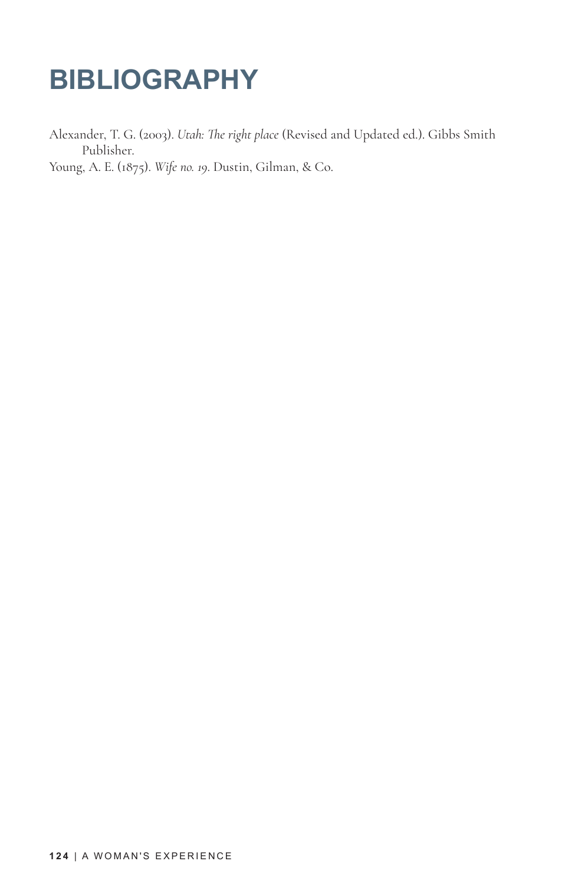# BIBLIOGRAPHY

Alexander, T. G. (2003). *Utah: The right place* (Revised and Updated ed.). Gibbs Smith Publisher.

Young, A. E. (1875). *Wife no. 19*. Dustin, Gilman, & Co.